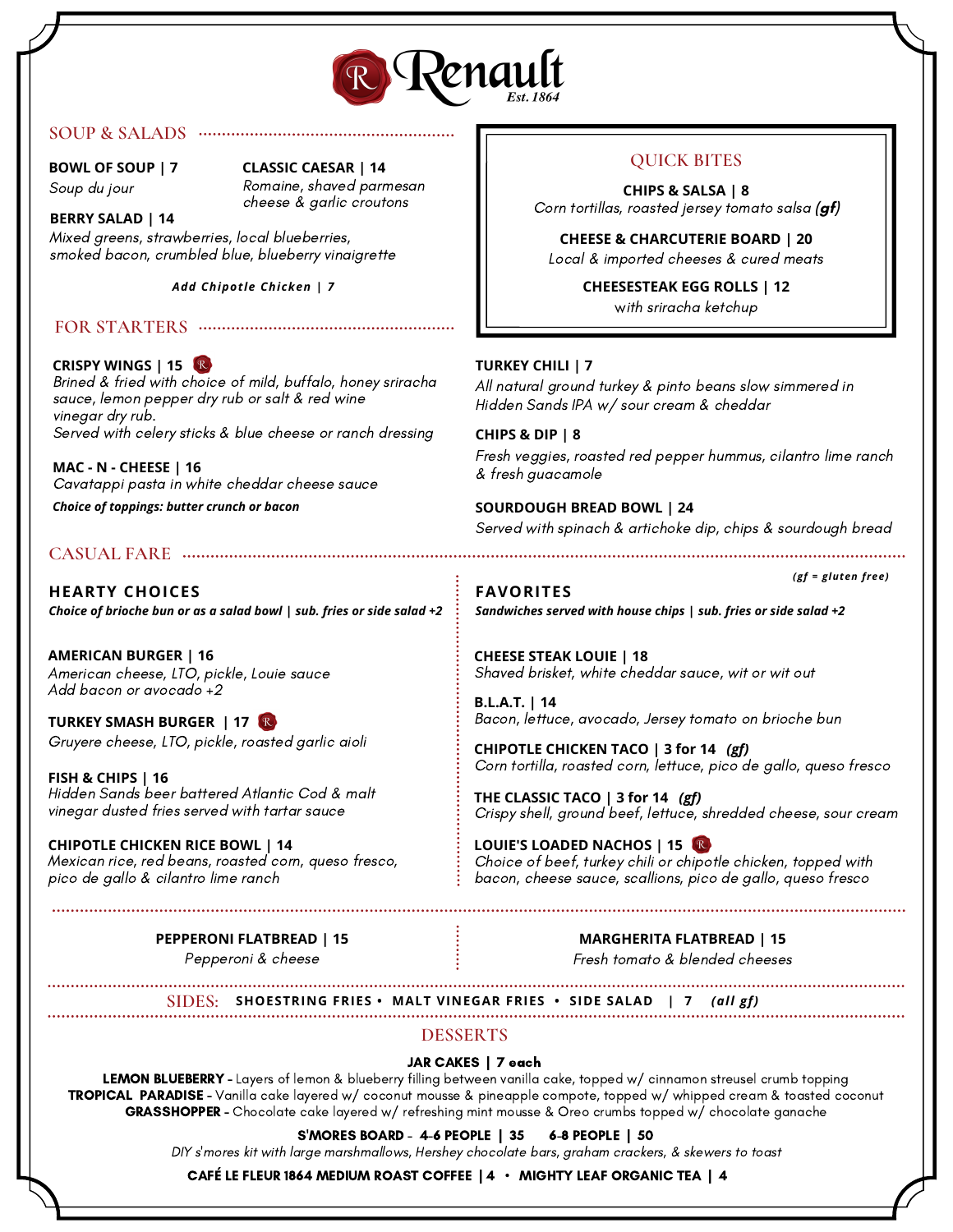# Renault

*Est. 1864*

## SOUP & SALADS

**BOWL OF SOUP | 7**
*Soup du jour*

**CLASSIC CAESAR | 14**
*Romaine, shaved parmesan cheese & garlic croutons*

**BERRY SALAD | 14**
*Mixed greens, strawberries, local blueberries, smoked bacon, crumbled blue, blueberry vinaigrette*

***Add Chipotle Chicken | 7***

## QUICK BITES

**CHIPS & SALSA | 8**
*Corn tortillas, roasted jersey tomato salsa **(gf)***

**CHEESE & CHARCUTERIE BOARD | 20**
*Local & imported cheeses & cured meats*

**CHEESESTEAK EGG ROLLS | 12**
*with sriracha ketchup*

## FOR STARTERS

**CRISPY WINGS | 15**
*Brined & fried with choice of mild, buffalo, honey sriracha sauce, lemon pepper dry rub or salt & red wine vinegar dry rub.*
*Served with celery sticks & blue cheese or ranch dressing*

**MAC - N - CHEESE | 16**
*Cavatappi pasta in white cheddar cheese sauce*
***Choice of toppings: butter crunch or bacon***

**TURKEY CHILI | 7**
*All natural ground turkey & pinto beans slow simmered in Hidden Sands IPA w/ sour cream & cheddar*

**CHIPS & DIP | 8**
*Fresh veggies, roasted red pepper hummus, cilantro lime ranch & fresh guacamole*

**SOURDOUGH BREAD BOWL | 24**
*Served with spinach & artichoke dip, chips & sourdough bread*

## CASUAL FARE

*(gf = gluten free)*

### HEARTY CHOICES

***Choice of brioche bun or as a salad bowl | sub. fries or side salad +2***

**AMERICAN BURGER | 16**
*American cheese, LTO, pickle, Louie sauce*
*Add bacon or avocado +2*

**TURKEY SMASH BURGER | 17**
*Gruyere cheese, LTO, pickle, roasted garlic aioli*

**FISH & CHIPS | 16**
*Hidden Sands beer battered Atlantic Cod & malt vinegar dusted fries served with tartar sauce*

**CHIPOTLE CHICKEN RICE BOWL | 14**
*Mexican rice, red beans, roasted corn, queso fresco, pico de gallo & cilantro lime ranch*

### FAVORITES

***Sandwiches served with house chips | sub. fries or side salad +2***

**CHEESE STEAK LOUIE | 18**
*Shaved brisket, white cheddar sauce, wit or wit out*

**B.L.A.T. | 14**
*Bacon, lettuce, avocado, Jersey tomato on brioche bun*

**CHIPOTLE CHICKEN TACO | 3 for 14** ***(gf)***
*Corn tortilla, roasted corn, lettuce, pico de gallo, queso fresco*

**THE CLASSIC TACO | 3 for 14** ***(gf)***
*Crispy shell, ground beef, lettuce, shredded cheese, sour cream*

**LOUIE'S LOADED NACHOS | 15**
*Choice of beef, turkey chili or chipotle chicken, topped with bacon, cheese sauce, scallions, pico de gallo, queso fresco*

**PEPPERONI FLATBREAD | 15**
*Pepperoni & cheese*

**MARGHERITA FLATBREAD | 15**
*Fresh tomato & blended cheeses*

## SIDES:

**SHOESTRING FRIES • MALT VINEGAR FRIES • SIDE SALAD | 7** ***(all gf)***

## DESSERTS

**JAR CAKES | 7 each**

**LEMON BLUEBERRY** - Layers of lemon & blueberry filling between vanilla cake, topped w/ cinnamon streusel crumb topping
**TROPICAL PARADISE** - Vanilla cake layered w/ coconut mousse & pineapple compote, topped w/ whipped cream & toasted coconut
**GRASSHOPPER** - Chocolate cake layered w/ refreshing mint mousse & Oreo crumbs topped w/ chocolate ganache

**S'MORES BOARD - 4-6 PEOPLE | 35 6-8 PEOPLE | 50**
*DIY s'mores kit with large marshmallows, Hershey chocolate bars, graham crackers, & skewers to toast*

**CAFÉ LE FLEUR 1864 MEDIUM ROAST COFFEE | 4 • MIGHTY LEAF ORGANIC TEA | 4**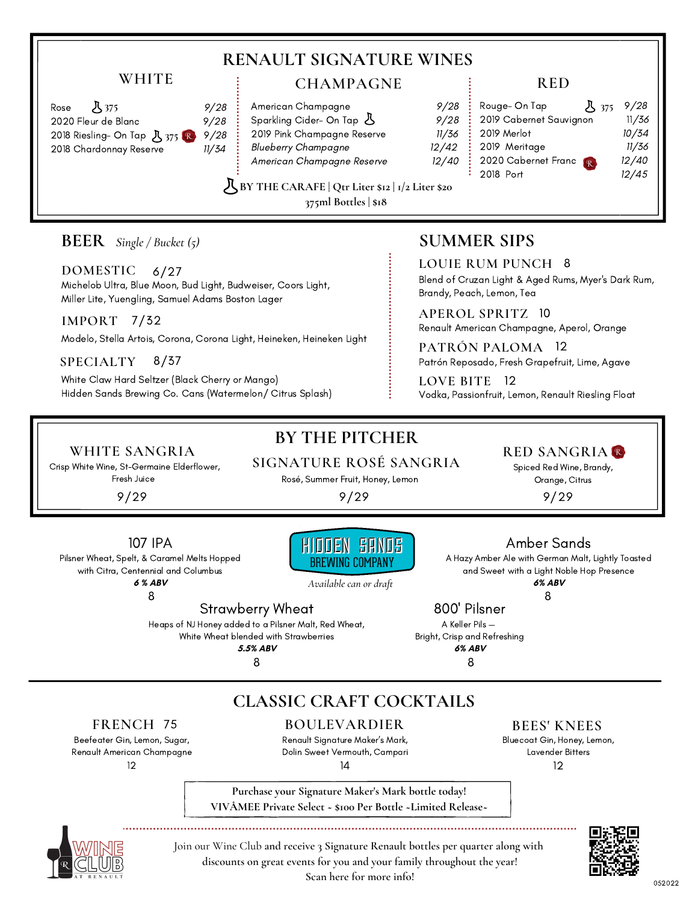# RENAULT SIGNATURE WINES

## WHITE

- Rose 375 — 9/28
- 2020 Fleur de Blanc — 9/28
- 2018 Riesling- On Tap 375 — 9/28
- 2018 Chardonnay Reserve — 11/34

## CHAMPAGNE

- American Champagne — 9/28
- Sparkling Cider- On Tap — 9/28
- 2019 Pink Champagne Reserve — 11/36
- *Blueberry Champagne* — 12/42
- *American Champagne Reserve* — 12/40

## RED

- Rouge- On Tap 375 — 9/28
- 2019 Cabernet Sauvignon — 11/36
- 2019 Merlot — 10/34
- 2019 Meritage — 11/36
- 2020 Cabernet Franc — 12/40
- 2018 Port — 12/45

BY THE CARAFE | Qtr Liter $12 | 1/2 Liter $20
375ml Bottles | $18

# BEER *Single / Bucket (5)*

### DOMESTIC 6/27
Michelob Ultra, Blue Moon, Bud Light, Budweiser, Coors Light, Miller Lite, Yuengling, Samuel Adams Boston Lager

### IMPORT 7/32
Modelo, Stella Artois, Corona, Corona Light, Heineken, Heineken Light

### SPECIALTY 8/37
White Claw Hard Seltzer (Black Cherry or Mango)
Hidden Sands Brewing Co. Cans (Watermelon/ Citrus Splash)

# SUMMER SIPS

### LOUIE RUM PUNCH 8
Blend of Cruzan Light & Aged Rums, Myer's Dark Rum, Brandy, Peach, Lemon, Tea

### APEROL SPRITZ 10
Renault American Champagne, Aperol, Orange

### PATRÓN PALOMA 12
Patrón Reposado, Fresh Grapefruit, Lime, Agave

### LOVE BITE 12
Vodka, Passionfruit, Lemon, Renault Riesling Float

# BY THE PITCHER

### WHITE SANGRIA
Crisp White Wine, St-Germaine Elderflower, Fresh Juice
9/29

### SIGNATURE ROSÉ SANGRIA
Rosé, Summer Fruit, Honey, Lemon
9/29

### RED SANGRIA
Spiced Red Wine, Brandy, Orange, Citrus
9/29

# HIDDEN SANDS BREWING COMPANY

*Available can or draft*

### 107 IPA
Pilsner Wheat, Spelt, & Caramel Melts Hopped with Citra, Centennial and Columbus
***6 % ABV***
8

### Amber Sands
A Hazy Amber Ale with German Malt, Lightly Toasted and Sweet with a Light Noble Hop Presence
***6% ABV***
8

### Strawberry Wheat
Heaps of NJ Honey added to a Pilsner Malt, Red Wheat, White Wheat blended with Strawberries
***5.5% ABV***
8

### 800' Pilsner
A Keller Pils – Bright, Crisp and Refreshing
***6% ABV***
8

# CLASSIC CRAFT COCKTAILS

### FRENCH 75
Beefeater Gin, Lemon, Sugar, Renault American Champagne
12

### BOULEVARDIER
Renault Signature Maker's Mark, Dolin Sweet Vermouth, Campari
14

### BEES' KNEES
Bluecoat Gin, Honey, Lemon, Lavender Bitters
12

Purchase your Signature Maker's Mark bottle today!
VIVÂMEE Private Select ~ $100 Per Bottle ~Limited Release~

WINE CLUB AT RENAULT

Join our Wine Club and receive 3 Signature Renault bottles per quarter along with discounts on great events for you and your family throughout the year!
Scan here for more info!

052022